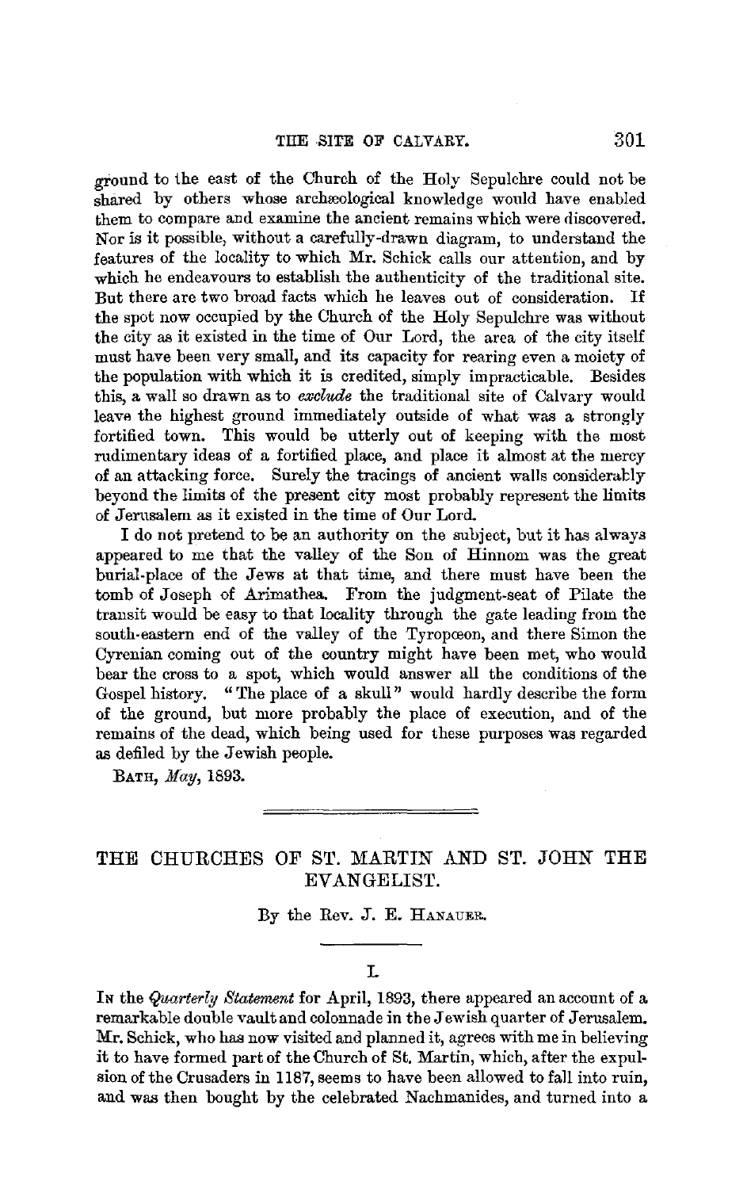ground to the east of the Church of the Holy Sepulchre could not be shared by others whose archæological knowledge would have enabled them to compare and examine the ancient remains which were discovered. Nor is it possible, without a carefully-drawn diagram, to understand the features of the locality to which Mr. Schick calls our attention, and by which he endeavours to establish the authenticity of the traditional site. But there are two broad facts which he leaves out of consideration. If the spot now occupied by the Church of the Holy Sepulchre was without the city as it existed in the time of Our Lord, the area of the city itself must have been very small, and its capacity for rearing even a moiety of the population with which it is credited, simply impracticable. Besides this, a wall so drawn as to *exclude* the traditional site of Calvary would leave the highest ground immediately outside of what was a strongly fortified town. This would be utterly out of keeping with the most rudimentary ideas of a fortified place, and place it almost at the mercy of an attacking force. Surely the tracings of ancient walls considerably beyond the limits of the present city most probably represent the limits of Jerusalem as it existed in the time of Our Lord.

I do not pretend to be an authority on the subject, but it has always appeared to me that the valley of the Son of Hinnom was the great burial-place of the Jews at that time, and there must have been the tomb of Joseph of Arimathea. From the judgment-seat of Pilate the transit would be easy to that locality through the gate leading from the south-eastern end of the valley of the Tyropœon, and there Simon the Cyrenian coming out of the country might have been met, who would bear the cross to a spot, which would answer all the conditions of the Gospel history. "The place of a skull" would hardly describe the form of the ground, but more probably the place of execution, and of the remains of the dead, which being used for these purposes was regarded as defiled by the Jewish people.

BATH, *May*, 1893.

## THE CHURCHES OF ST. MARTIN AND ST. JOHN THE EVANGELIST.

By the Rev. J. E. HANAUER.

### I.

IN the *Quarterly Statement* for April, 1893, there appeared an account of a remarkable double vault and colonnade in the Jewish quarter of Jerusalem. Mr. Schick, who has now visited and planned it, agrees with me in believing it to have formed part of the Church of St. Martin, which, after the expulsion of the Crusaders in 1187, seems to have been allowed to fall into ruin, and was then bought by the celebrated Nachmanides, and turned into a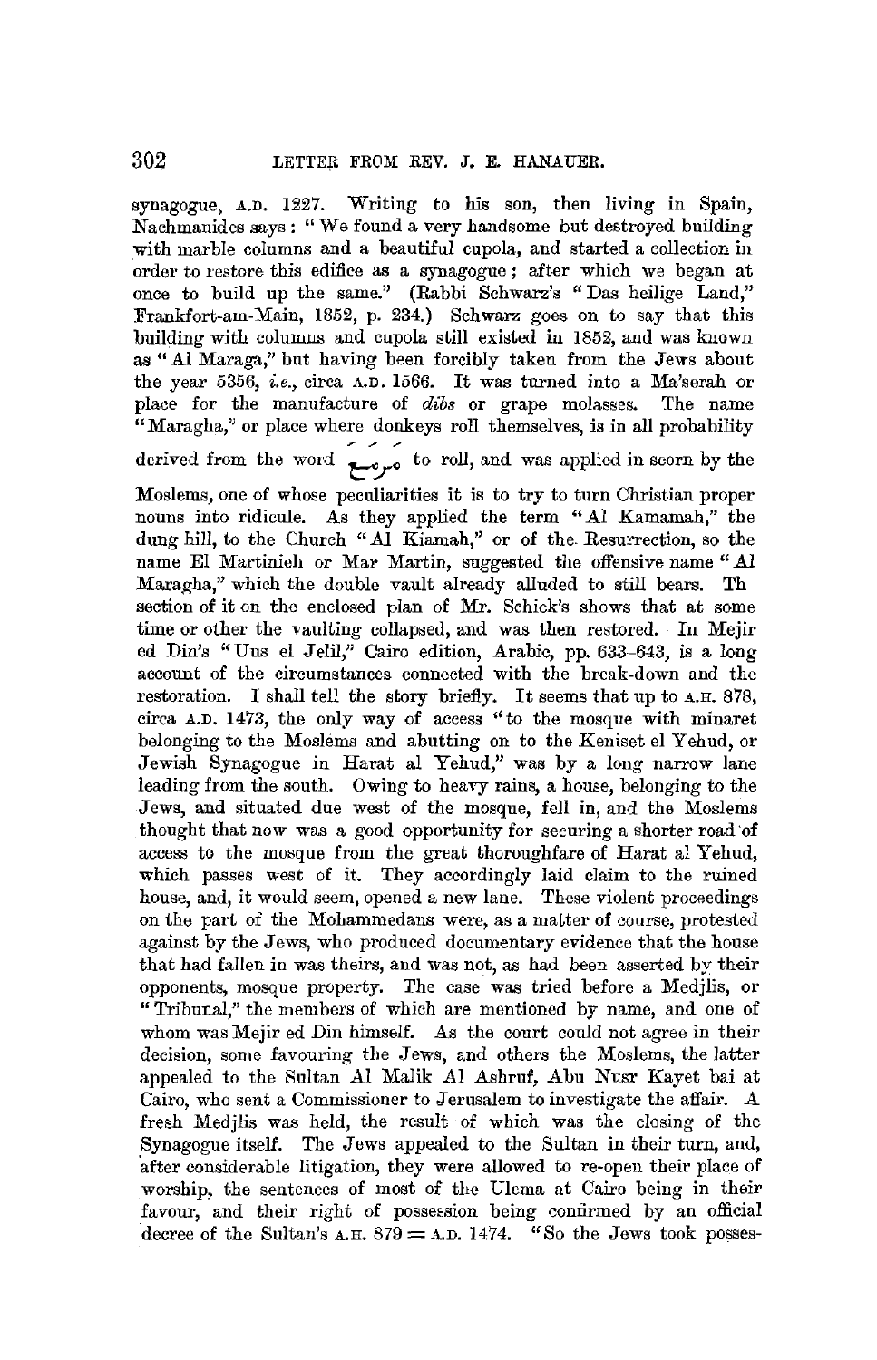synagogue, A.D. 1227. Writing to his son, then living in Spain, Nachmanides says: "We found a very handsome but destroyed building with marble columns and a beautiful cupola, and started a collection in order to restore this edifice as a synagogue; after which we began at once to build up the same." (Rabbi Schwarz's "Das heilige Land," Frankfort-am-Main, 1852, p. 234.) Schwarz goes on to say that this building with columns and cupola still existed in 1852, and was known as "Al Maraga," but having been forcibly taken from the Jews about the year 5356, *i.e.*, circa A.D. 1566. It was turned into a Ma'serah or place for the manufacture of *dibs* or grape molasses. The name "Maragha," or place where donkeys roll themselves, is in all probability derived from the word مَرَغ to roll, and was applied in scorn by the Moslems, one of whose peculiarities it is to try to turn Christian proper nouns into ridicule. As they applied the term "Al Kamamah," the dung hill, to the Church "Al Kiamah," or of the Resurrection, so the name El Martinieh or Mar Martin, suggested the offensive name "Al Maragha," which the double vault already alluded to still bears. Th section of it on the enclosed plan of Mr. Schick's shows that at some time or other the vaulting collapsed, and was then restored. In Mejir ed Din's "Uns el Jelil," Cairo edition, Arabic, pp. 633–643, is a long account of the circumstances connected with the break-down and the restoration. I shall tell the story briefly. It seems that up to A.H. 878, circa A.D. 1473, the only way of access "to the mosque with minaret belonging to the Moslems and abutting on to the Keniset el Yehud, or Jewish Synagogue in Harat al Yehud," was by a long narrow lane leading from the south. Owing to heavy rains, a house, belonging to the Jews, and situated due west of the mosque, fell in, and the Moslems thought that now was a good opportunity for securing a shorter road of access to the mosque from the great thoroughfare of Harat al Yehud, which passes west of it. They accordingly laid claim to the ruined house, and, it would seem, opened a new lane. These violent proceedings on the part of the Mohammedans were, as a matter of course, protested against by the Jews, who produced documentary evidence that the house that had fallen in was theirs, and was not, as had been asserted by their opponents, mosque property. The case was tried before a Medjlis, or "Tribunal," the members of which are mentioned by name, and one of whom was Mejir ed Din himself. As the court could not agree in their decision, some favouring the Jews, and others the Moslems, the latter appealed to the Sultan Al Malik Al Ashruf, Abu Nusr Kayet bai at Cairo, who sent a Commissioner to Jerusalem to investigate the affair. A fresh Medjlis was held, the result of which was the closing of the Synagogue itself. The Jews appealed to the Sultan in their turn, and, after considerable litigation, they were allowed to re-open their place of worship, the sentences of most of the Ulema at Cairo being in their favour, and their right of possession being confirmed by an official decree of the Sultan's A.H. 879 = A.D. 1474. "So the Jews took posses-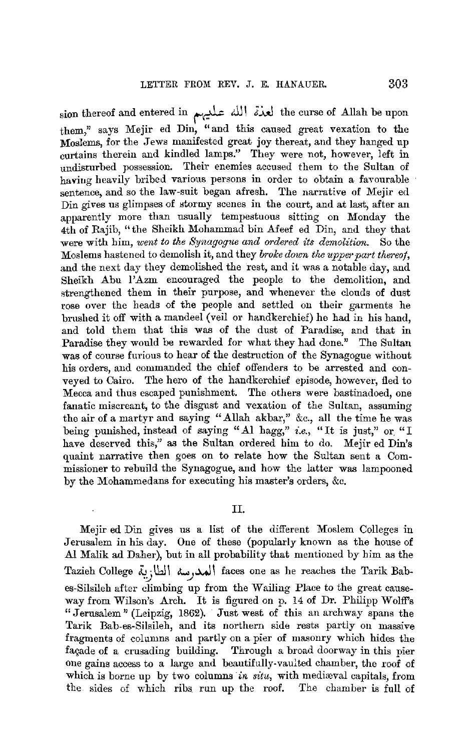sion thereof and entered in لعنة الله عليهم the curse of Allah be upon them," says Mejir ed Din, "and this caused great vexation to the Moslems, for the Jews manifested great joy thereat, and they hanged up curtains therein and kindled lamps." They were not, however, left in undisturbed possession. Their enemies accused them to the Sultan of having heavily bribed various persons in order to obtain a favourable sentence, and so the law-suit began afresh. The narrative of Mejir ed Din gives us glimpses of stormy scenes in the court, and at last, after an apparently more than usually tempestuous sitting on Monday the 4th of Rajib, "the Sheikh Mohammad bin Afeef ed Din, and they that were with him, *went to the Synagogue and ordered its demolition.* So the Moslems hastened to demolish it, and they *broke down the upper part thereof,* and the next day they demolished the rest, and it was a notable day, and Sheikh Abu l'Azm encouraged the people to the demolition, and strengthened them in their purpose, and whenever the clouds of dust rose over the heads of the people and settled on their garments he brushed it off with a mandeel (veil or handkerchief) he had in his hand, and told them that this was of the dust of Paradise, and that in Paradise they would be rewarded for what they had done." The Sultan was of course furious to hear of the destruction of the Synagogue without his orders, and commanded the chief offenders to be arrested and conveyed to Cairo. The hero of the handkerchief episode, however, fled to Mecca and thus escaped punishment. The others were bastinadoed, one fanatic miscreant, to the disgust and vexation of the Sultan, assuming the air of a martyr and saying "Allah akbar," &c., all the time he was being punished, instead of saying "Al hagg," *i.e.,* "It is just," or "I have deserved this," as the Sultan ordered him to do. Mejir ed Din's quaint narrative then goes on to relate how the Sultan sent a Commissioner to rebuild the Synagogue, and how the latter was lampooned by the Mohammedans for executing his master's orders, &c.

## II.

Mejir ed Din gives us a list of the different Moslem Colleges in Jerusalem in his day. One of these (popularly known as the house of Al Malik ad Daher), but in all probability that mentioned by him as the Tazieh College المدرسة الطازية faces one as he reaches the Tarik Bab-es-Silsileh after climbing up from the Wailing Place to the great causeway from Wilson's Arch. It is figured on p. 14 of Dr. Philipp Wolff's "Jerusalem" (Leipzig, 1862). Just west of this an archway spans the Tarik Bab-es-Silsileh, and its northern side rests partly on massive fragments of columns and partly on a pier of masonry which hides the façade of a crusading building. Through a broad doorway in this pier one gains access to a large and beautifully-vaulted chamber, the roof of which is borne up by two columns *in situ,* with mediæval capitals, from the sides of which ribs run up the roof. The chamber is full of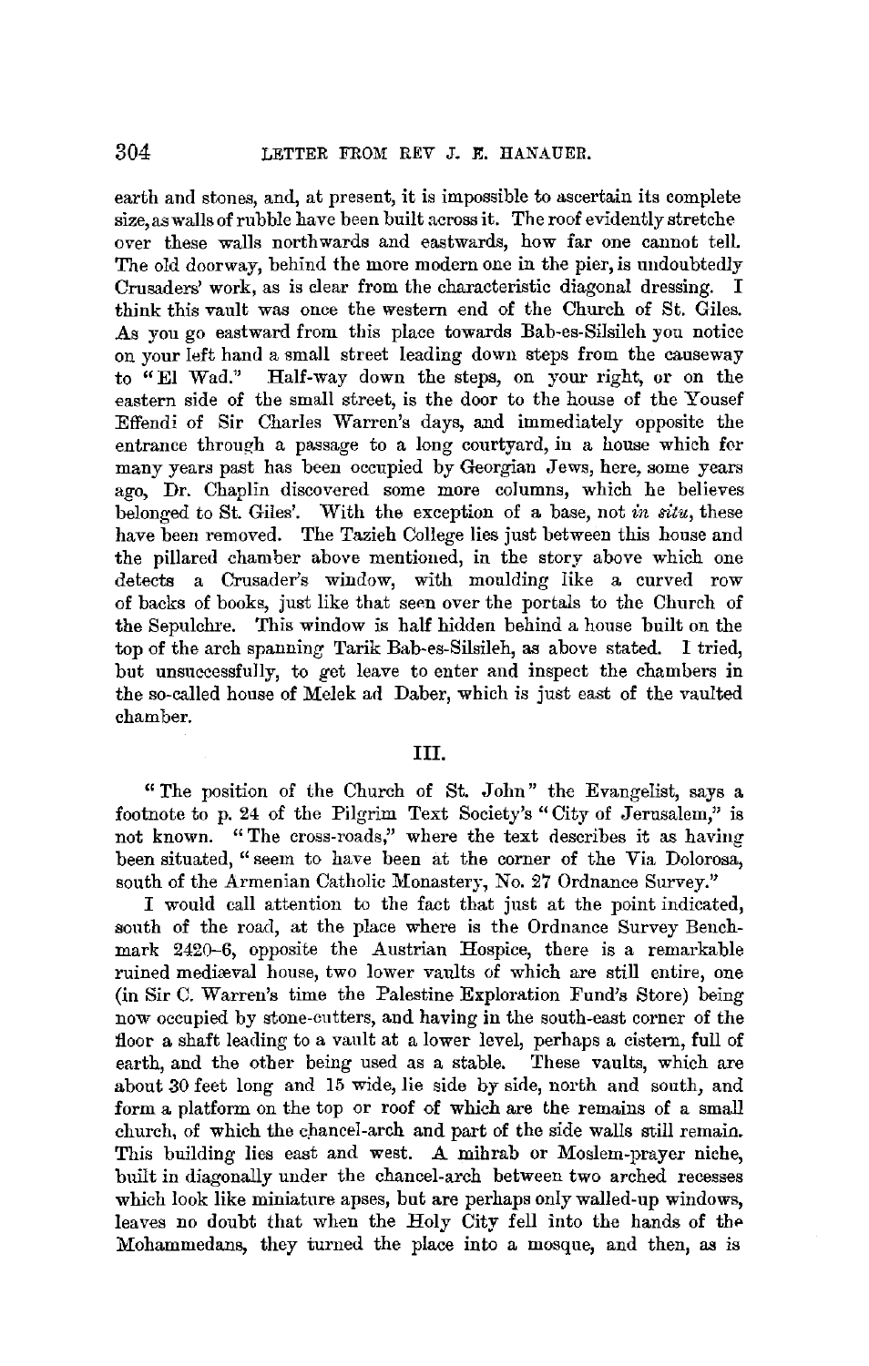earth and stones, and, at present, it is impossible to ascertain its complete size, as walls of rubble have been built across it. The roof evidently stretche over these walls northwards and eastwards, how far one cannot tell. The old doorway, behind the more modern one in the pier, is undoubtedly Crusaders' work, as is clear from the characteristic diagonal dressing. I think this vault was once the western end of the Church of St. Giles. As you go eastward from this place towards Bab-es-Silsileh you notice on your left hand a small street leading down steps from the causeway to "El Wad." Half-way down the steps, on your right, or on the eastern side of the small street, is the door to the house of the Yousef Effendi of Sir Charles Warren's days, and immediately opposite the entrance through a passage to a long courtyard, in a house which for many years past has been occupied by Georgian Jews, here, some years ago, Dr. Chaplin discovered some more columns, which he believes belonged to St. Giles'. With the exception of a base, not *in situ*, these have been removed. The Tazieh College lies just between this house and the pillared chamber above mentioned, in the story above which one detects a Crusader's window, with moulding like a curved row of backs of books, just like that seen over the portals to the Church of the Sepulchre. This window is half hidden behind a house built on the top of the arch spanning Tarik Bab-es-Silsileh, as above stated. I tried, but unsuccessfully, to get leave to enter and inspect the chambers in the so-called house of Melek ad Daber, which is just east of the vaulted chamber.

## III.

"The position of the Church of St. John" the Evangelist, says a footnote to p. 24 of the Pilgrim Text Society's "City of Jerusalem," is not known. "The cross-roads," where the text describes it as having been situated, "seem to have been at the corner of the Via Dolorosa, south of the Armenian Catholic Monastery, No. 27 Ordnance Survey."

I would call attention to the fact that just at the point indicated, south of the road, at the place where is the Ordnance Survey Bench-mark 2420–6, opposite the Austrian Hospice, there is a remarkable ruined mediæval house, two lower vaults of which are still entire, one (in Sir C. Warren's time the Palestine Exploration Fund's Store) being now occupied by stone-cutters, and having in the south-east corner of the floor a shaft leading to a vault at a lower level, perhaps a cistern, full of earth, and the other being used as a stable. These vaults, which are about 30 feet long and 15 wide, lie side by side, north and south, and form a platform on the top or roof of which are the remains of a small church, of which the chancel-arch and part of the side walls still remain. This building lies east and west. A mihrab or Moslem-prayer niche, built in diagonally under the chancel-arch between two arched recesses which look like miniature apses, but are perhaps only walled-up windows, leaves no doubt that when the Holy City fell into the hands of the Mohammedans, they turned the place into a mosque, and then, as is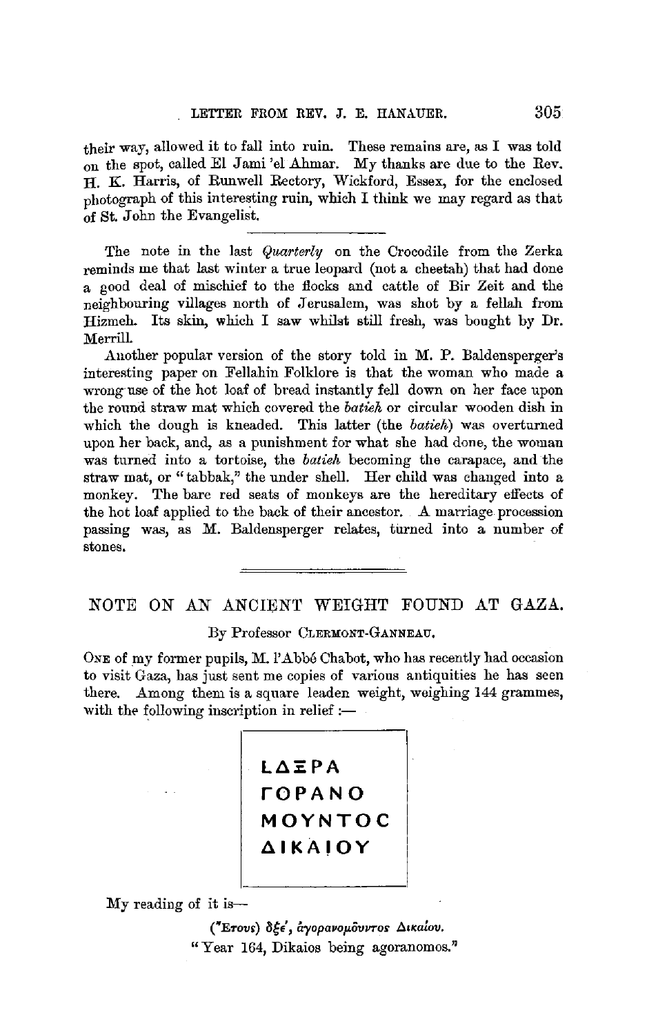their way, allowed it to fall into ruin. These remains are, as I was told on the spot, called El Jami 'el Ahmar. My thanks are due to the Rev. H. K. Harris, of Runwell Rectory, Wickford, Essex, for the enclosed photograph of this interesting ruin, which I think we may regard as that of St. John the Evangelist.

---

The note in the last *Quarterly* on the Crocodile from the Zerka reminds me that last winter a true leopard (not a cheetah) that had done a good deal of mischief to the flocks and cattle of Bir Zeit and the neighbouring villages north of Jerusalem, was shot by a fellah from Hizmeh. Its skin, which I saw whilst still fresh, was bought by Dr. Merrill.

Another popular version of the story told in M. P. Baldensperger's interesting paper on Fellahin Folklore is that the woman who made a wrong use of the hot loaf of bread instantly fell down on her face upon the round straw mat which covered the *batieh* or circular wooden dish in which the dough is kneaded. This latter (the *batieh*) was overturned upon her back, and, as a punishment for what she had done, the woman was turned into a tortoise, the *batieh* becoming the carapace, and the straw mat, or "tabbak," the under shell. Her child was changed into a monkey. The bare red seats of monkeys are the hereditary effects of the hot loaf applied to the back of their ancestor. A marriage procession passing was, as M. Baldensperger relates, turned into a number of stones.

---

## NOTE ON AN ANCIENT WEIGHT FOUND AT GAZA.

By Professor Clermont-Ganneau.

One of my former pupils, M. l'Abbé Chabot, who has recently had occasion to visit Gaza, has just sent me copies of various antiquities he has seen there. Among them is a square leaden weight, weighing 144 grammes, with the following inscription in relief:—

```
LΔΞPA
ΓOPANO
MOYNTOC
ΔIKAIOY
```

My reading of it is—

(Ἔτους) δξρ', ἀγορανομοῦντος Δικαίου.

"Year 164, Dikaios being agoranomos."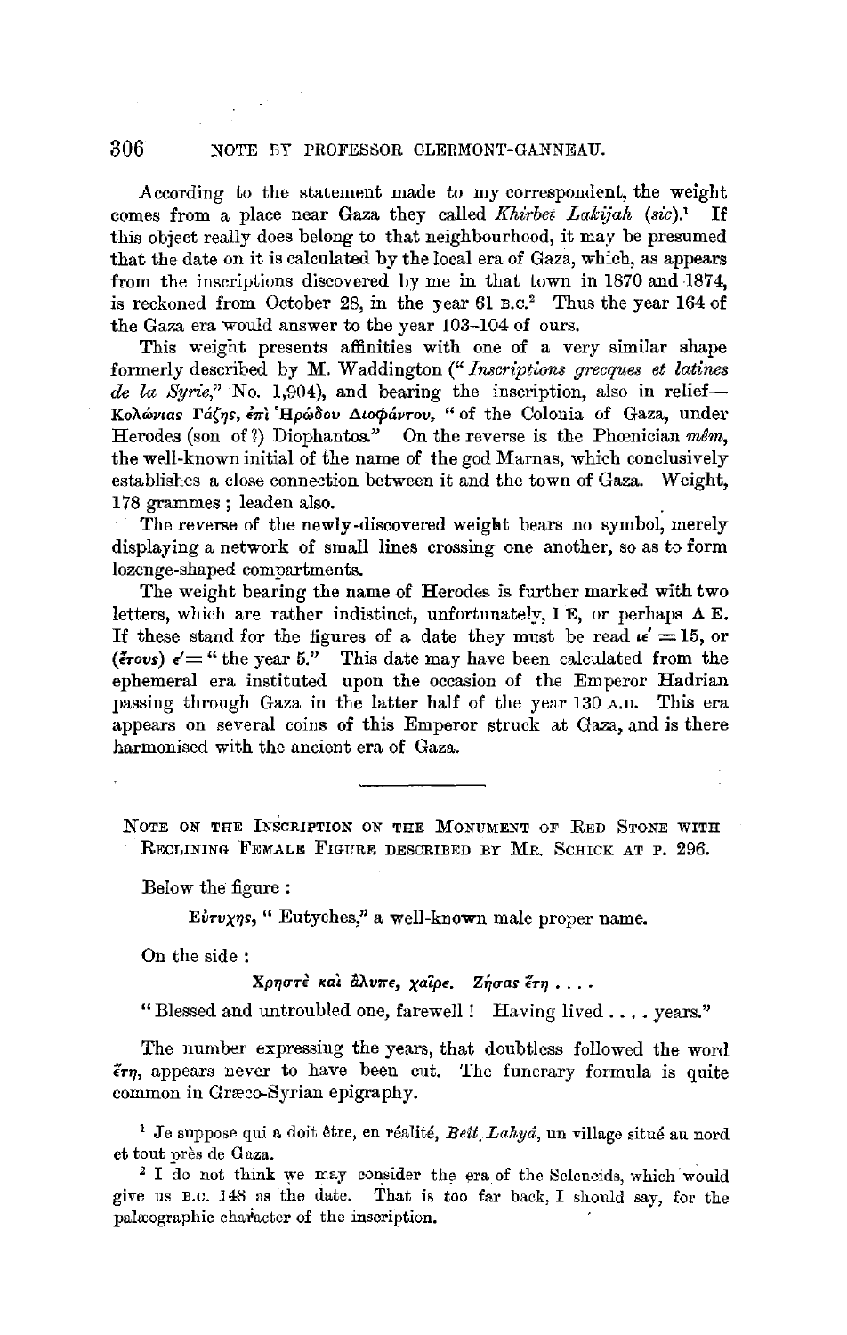According to the statement made to my correspondent, the weight comes from a place near Gaza they called *Khirbet Lakijah* (*sic*).[1] If this object really does belong to that neighbourhood, it may be presumed that the date on it is calculated by the local era of Gaza, which, as appears from the inscriptions discovered by me in that town in 1870 and 1874, is reckoned from October 28, in the year 61 B.C.[2] Thus the year 164 of the Gaza era would answer to the year 103–104 of ours.

This weight presents affinities with one of a very similar shape formerly described by M. Waddington ("*Inscriptions grecques et latines de la Syrie*," No. 1,904), and bearing the inscription, also in relief—Κολώνιας Γάζης, ἐπὶ Ἡρώδου Διοφάντου, "of the Colonia of Gaza, under Herodes (son of ?) Diophantos." On the reverse is the Phœnician *mêm*, the well-known initial of the name of the god Marnas, which conclusively establishes a close connection between it and the town of Gaza. Weight, 178 grammes ; leaden also.

The reverse of the newly-discovered weight bears no symbol, merely displaying a network of small lines crossing one another, so as to form lozenge-shaped compartments.

The weight bearing the name of Herodes is further marked with two letters, which are rather indistinct, unfortunately, I E, or perhaps Λ E. If these stand for the figures of a date they must be read ιε′ = 15, or (ἔτους) ε′ = "the year 5." This date may have been calculated from the ephemeral era instituted upon the occasion of the Emperor Hadrian passing through Gaza in the latter half of the year 130 A.D. This era appears on several coins of this Emperor struck at Gaza, and is there harmonised with the ancient era of Gaza.

---

## Note on the Inscription on the Monument of Red Stone with Reclining Female Figure described by Mr. Schick at p. 296.

Below the figure :

Εὐτυχης, "Eutyches," a well-known male proper name.

On the side :

Χρηστὲ καὶ ἄλυπε, χαῖρε. Ζήσας ἔτη . . . .

"Blessed and untroubled one, farewell ! Having lived . . . . years."

The number expressing the years, that doubtless followed the word ἔτη, appears never to have been cut. The funerary formula is quite common in Græco-Syrian epigraphy.

[1] Je suppose qui a doit être, en réalité, *Beit Lahyâ*, un village situé au nord et tout près de Gaza.

[2] I do not think we may consider the era of the Seleucids, which would give us B.C. 148 as the date. That is too far back, I should say, for the palæographic character of the inscription.